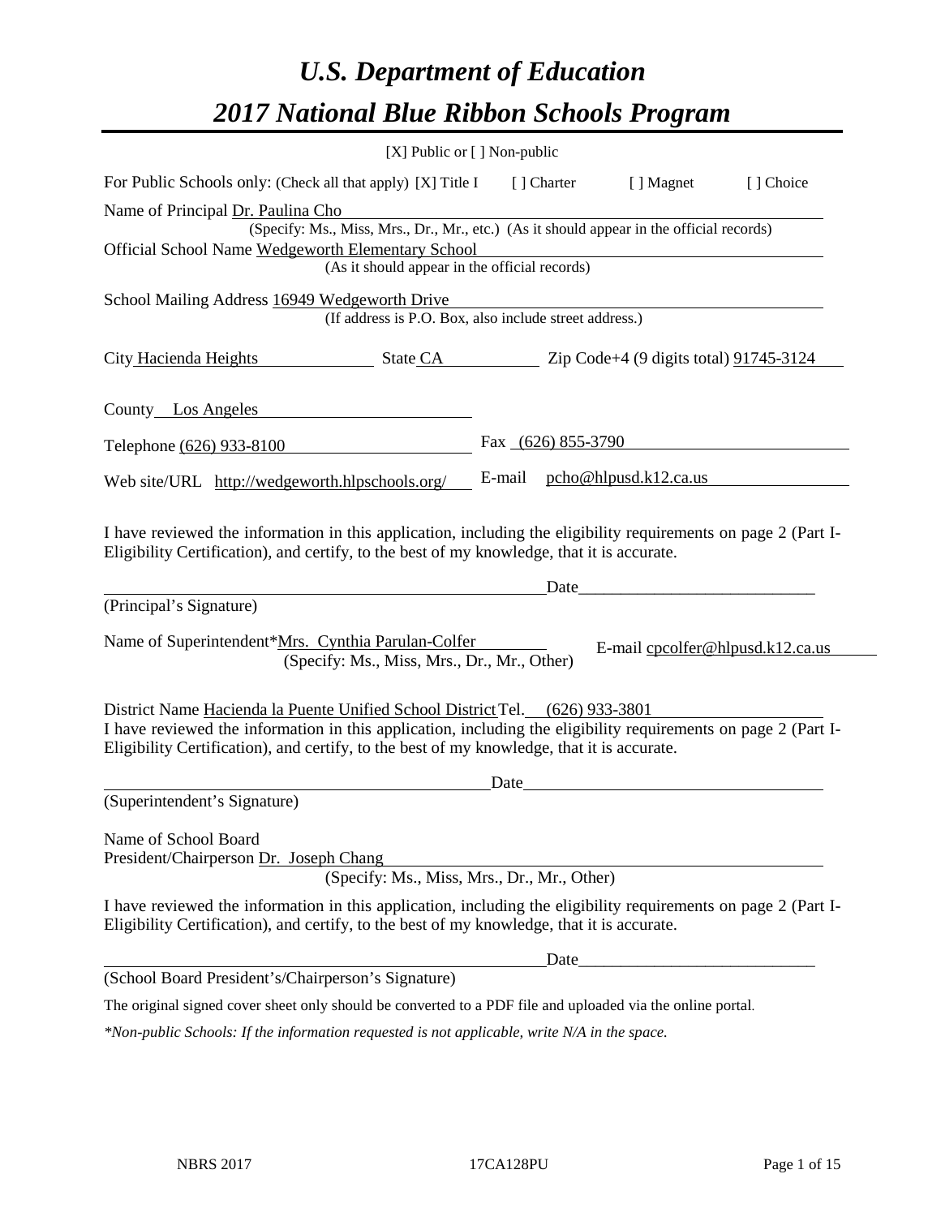# *U.S. Department of Education*

# *2017 National Blue Ribbon Schools Program*

[X] Public or [ ] Non-public

For Public Schools only: (Check all that apply) [X] Title I [ ] Charter [ ] Magnet [ ] Choice

Name of Principal Dr. Paulina Cho
(Specify: Ms., Miss, Mrs., Dr., Mr., etc.) (As it should appear in the official records)

Official School Name Wedgeworth Elementary School
(As it should appear in the official records)

School Mailing Address 16949 Wedgeworth Drive
(If address is P.O. Box, also include street address.)

City Hacienda Heights State CA Zip Code+4 (9 digits total) 91745-3124

County Los Angeles

Telephone (626) 933-8100 Fax (626) 855-3790

Web site/URL http://wedgeworth.hlpschools.org/ E-mail pcho@hlpusd.k12.ca.us

I have reviewed the information in this application, including the eligibility requirements on page 2 (Part I-Eligibility Certification), and certify, to the best of my knowledge, that it is accurate.

_______________________________________ Date_______________________
(Principal's Signature)

Name of Superintendent*Mrs. Cynthia Parulan-Colfer
(Specify: Ms., Miss, Mrs., Dr., Mr., Other)
E-mail cpcolfer@hlpusd.k12.ca.us

District Name Hacienda la Puente Unified School District Tel. (626) 933-3801

I have reviewed the information in this application, including the eligibility requirements on page 2 (Part I-Eligibility Certification), and certify, to the best of my knowledge, that it is accurate.

_______________________________________ Date_______________________
(Superintendent's Signature)

Name of School Board
President/Chairperson Dr. Joseph Chang
(Specify: Ms., Miss, Mrs., Dr., Mr., Other)

I have reviewed the information in this application, including the eligibility requirements on page 2 (Part I-Eligibility Certification), and certify, to the best of my knowledge, that it is accurate.

_______________________________________ Date_______________________
(School Board President's/Chairperson's Signature)

The original signed cover sheet only should be converted to a PDF file and uploaded via the online portal.

*\*Non-public Schools: If the information requested is not applicable, write N/A in the space.*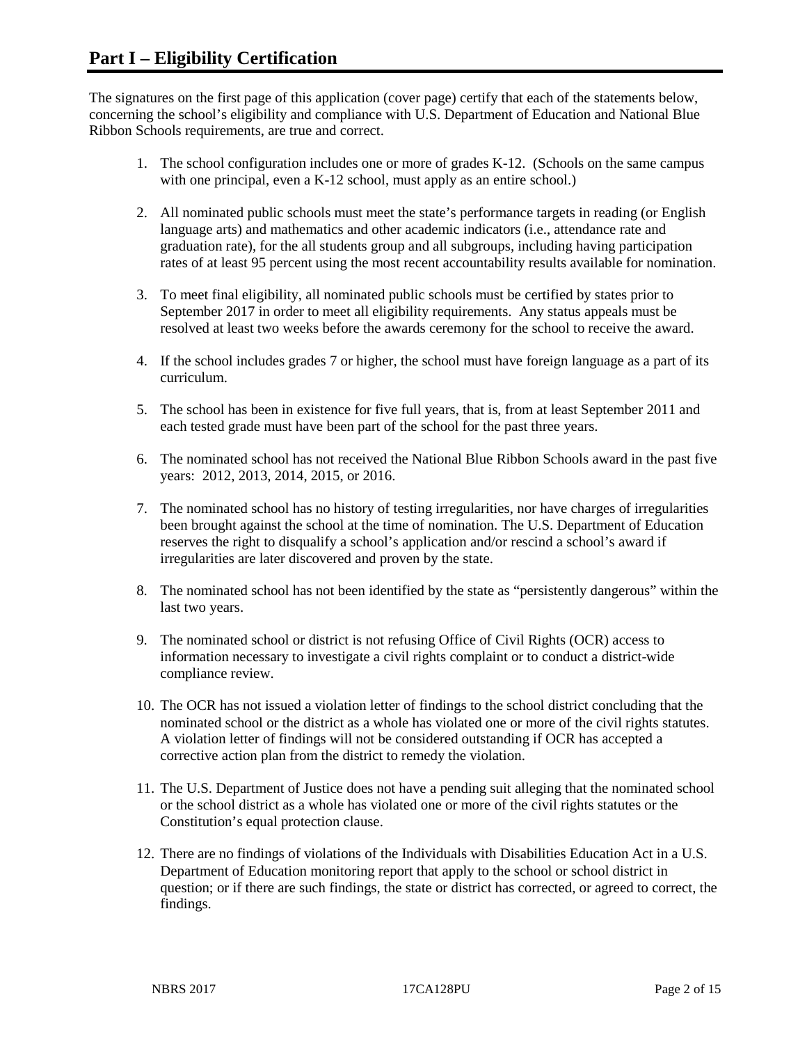# Part I – Eligibility Certification

The signatures on the first page of this application (cover page) certify that each of the statements below, concerning the school's eligibility and compliance with U.S. Department of Education and National Blue Ribbon Schools requirements, are true and correct.

1. The school configuration includes one or more of grades K-12. (Schools on the same campus with one principal, even a K-12 school, must apply as an entire school.)

2. All nominated public schools must meet the state's performance targets in reading (or English language arts) and mathematics and other academic indicators (i.e., attendance rate and graduation rate), for the all students group and all subgroups, including having participation rates of at least 95 percent using the most recent accountability results available for nomination.

3. To meet final eligibility, all nominated public schools must be certified by states prior to September 2017 in order to meet all eligibility requirements. Any status appeals must be resolved at least two weeks before the awards ceremony for the school to receive the award.

4. If the school includes grades 7 or higher, the school must have foreign language as a part of its curriculum.

5. The school has been in existence for five full years, that is, from at least September 2011 and each tested grade must have been part of the school for the past three years.

6. The nominated school has not received the National Blue Ribbon Schools award in the past five years: 2012, 2013, 2014, 2015, or 2016.

7. The nominated school has no history of testing irregularities, nor have charges of irregularities been brought against the school at the time of nomination. The U.S. Department of Education reserves the right to disqualify a school's application and/or rescind a school's award if irregularities are later discovered and proven by the state.

8. The nominated school has not been identified by the state as "persistently dangerous" within the last two years.

9. The nominated school or district is not refusing Office of Civil Rights (OCR) access to information necessary to investigate a civil rights complaint or to conduct a district-wide compliance review.

10. The OCR has not issued a violation letter of findings to the school district concluding that the nominated school or the district as a whole has violated one or more of the civil rights statutes. A violation letter of findings will not be considered outstanding if OCR has accepted a corrective action plan from the district to remedy the violation.

11. The U.S. Department of Justice does not have a pending suit alleging that the nominated school or the school district as a whole has violated one or more of the civil rights statutes or the Constitution's equal protection clause.

12. There are no findings of violations of the Individuals with Disabilities Education Act in a U.S. Department of Education monitoring report that apply to the school or school district in question; or if there are such findings, the state or district has corrected, or agreed to correct, the findings.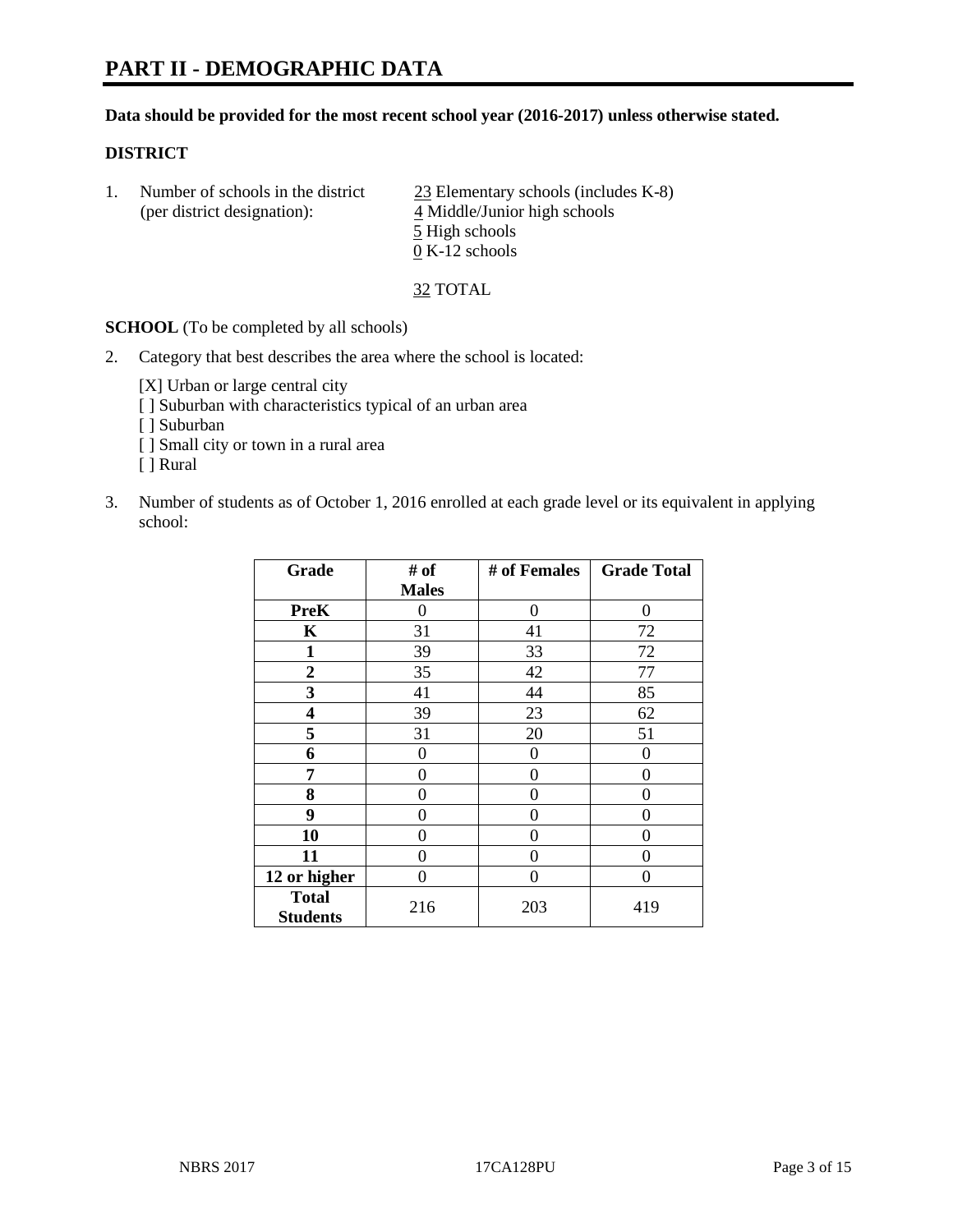# PART II - DEMOGRAPHIC DATA

**Data should be provided for the most recent school year (2016-2017) unless otherwise stated.**

**DISTRICT**

1. Number of schools in the district (per district designation):
   - 23 Elementary schools (includes K-8)
   - 4 Middle/Junior high schools
   - 5 High schools
   - 0 K-12 schools

   32 TOTAL

**SCHOOL** (To be completed by all schools)

2. Category that best describes the area where the school is located:

   [X] Urban or large central city
   [ ] Suburban with characteristics typical of an urban area
   [ ] Suburban
   [ ] Small city or town in a rural area
   [ ] Rural

3. Number of students as of October 1, 2016 enrolled at each grade level or its equivalent in applying school:

| Grade | # of Males | # of Females | Grade Total |
|---|---|---|---|
| **PreK** | 0 | 0 | 0 |
| **K** | 31 | 41 | 72 |
| **1** | 39 | 33 | 72 |
| **2** | 35 | 42 | 77 |
| **3** | 41 | 44 | 85 |
| **4** | 39 | 23 | 62 |
| **5** | 31 | 20 | 51 |
| **6** | 0 | 0 | 0 |
| **7** | 0 | 0 | 0 |
| **8** | 0 | 0 | 0 |
| **9** | 0 | 0 | 0 |
| **10** | 0 | 0 | 0 |
| **11** | 0 | 0 | 0 |
| **12 or higher** | 0 | 0 | 0 |
| **Total Students** | 216 | 203 | 419 |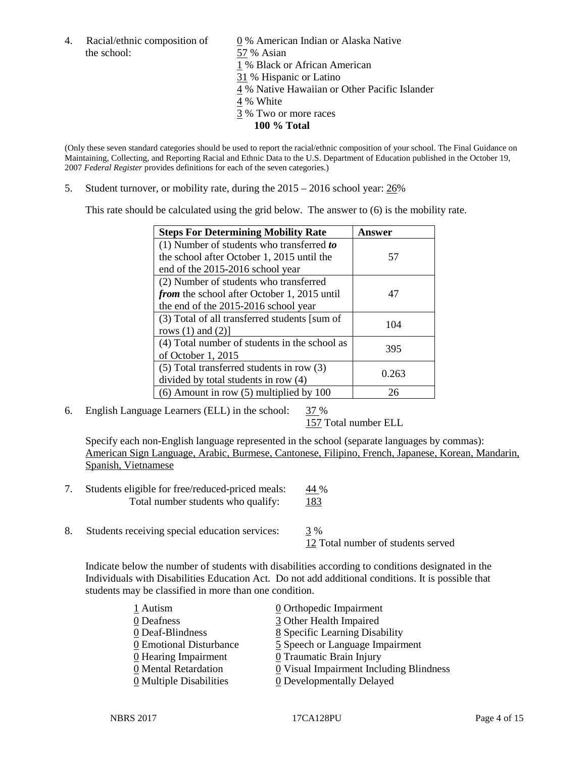4. Racial/ethnic composition of the school:

0 % American Indian or Alaska Native
57 % Asian
1 % Black or African American
31 % Hispanic or Latino
4 % Native Hawaiian or Other Pacific Islander
4 % White
3 % Two or more races
**100 % Total**

(Only these seven standard categories should be used to report the racial/ethnic composition of your school. The Final Guidance on Maintaining, Collecting, and Reporting Racial and Ethnic Data to the U.S. Department of Education published in the October 19, 2007 *Federal Register* provides definitions for each of the seven categories.)

5. Student turnover, or mobility rate, during the 2015 – 2016 school year: 26%

This rate should be calculated using the grid below. The answer to (6) is the mobility rate.

| **Steps For Determining Mobility Rate** | **Answer** |
|---|---|
| (1) Number of students who transferred ***to*** the school after October 1, 2015 until the end of the 2015-2016 school year | 57 |
| (2) Number of students who transferred ***from*** the school after October 1, 2015 until the end of the 2015-2016 school year | 47 |
| (3) Total of all transferred students [sum of rows (1) and (2)] | 104 |
| (4) Total number of students in the school as of October 1, 2015 | 395 |
| (5) Total transferred students in row (3) divided by total students in row (4) | 0.263 |
| (6) Amount in row (5) multiplied by 100 | 26 |

6. English Language Learners (ELL) in the school: 37 %
157 Total number ELL

Specify each non-English language represented in the school (separate languages by commas): American Sign Language, Arabic, Burmese, Cantonese, Filipino, French, Japanese, Korean, Mandarin, Spanish, Vietnamese

7. Students eligible for free/reduced-priced meals: 44 %
Total number students who qualify: 183

8. Students receiving special education services: 3 %
12 Total number of students served

Indicate below the number of students with disabilities according to conditions designated in the Individuals with Disabilities Education Act. Do not add additional conditions. It is possible that students may be classified in more than one condition.

1 Autism
0 Deafness
0 Deaf-Blindness
0 Emotional Disturbance
0 Hearing Impairment
0 Mental Retardation
0 Multiple Disabilities
0 Orthopedic Impairment
3 Other Health Impaired
8 Specific Learning Disability
5 Speech or Language Impairment
0 Traumatic Brain Injury
0 Visual Impairment Including Blindness
0 Developmentally Delayed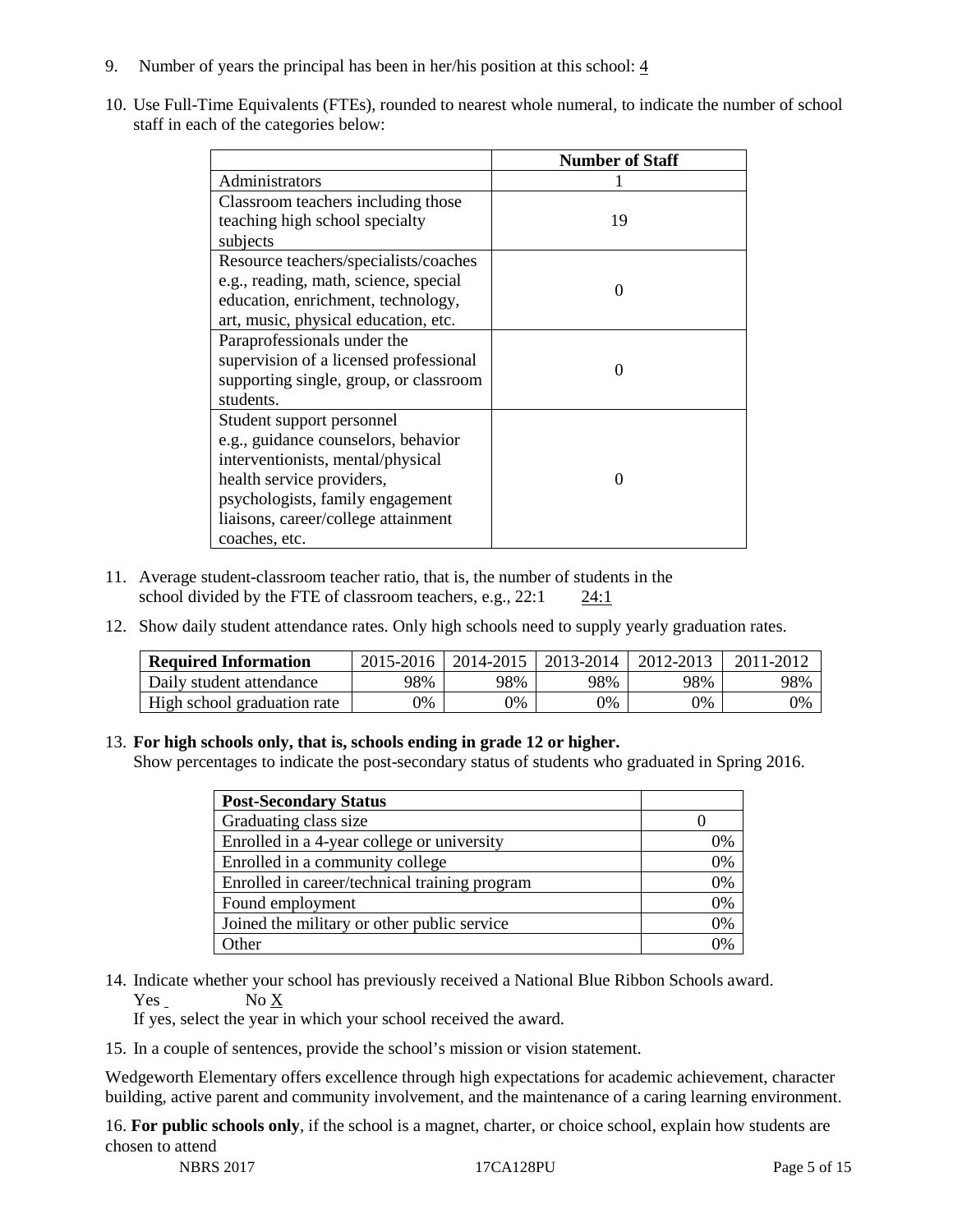9. Number of years the principal has been in her/his position at this school: 4

10. Use Full-Time Equivalents (FTEs), rounded to nearest whole numeral, to indicate the number of school staff in each of the categories below:

| | Number of Staff |
|---|---|
| Administrators | 1 |
| Classroom teachers including those teaching high school specialty subjects | 19 |
| Resource teachers/specialists/coaches e.g., reading, math, science, special education, enrichment, technology, art, music, physical education, etc. | 0 |
| Paraprofessionals under the supervision of a licensed professional supporting single, group, or classroom students. | 0 |
| Student support personnel e.g., guidance counselors, behavior interventionists, mental/physical health service providers, psychologists, family engagement liaisons, career/college attainment coaches, etc. | 0 |

11. Average student-classroom teacher ratio, that is, the number of students in the school divided by the FTE of classroom teachers, e.g., 22:1 24:1

12. Show daily student attendance rates. Only high schools need to supply yearly graduation rates.

| Required Information | 2015-2016 | 2014-2015 | 2013-2014 | 2012-2013 | 2011-2012 |
|---|---|---|---|---|---|
| Daily student attendance | 98% | 98% | 98% | 98% | 98% |
| High school graduation rate | 0% | 0% | 0% | 0% | 0% |

13. **For high schools only, that is, schools ending in grade 12 or higher.**
Show percentages to indicate the post-secondary status of students who graduated in Spring 2016.

| Post-Secondary Status | |
|---|---|
| Graduating class size | 0 |
| Enrolled in a 4-year college or university | 0% |
| Enrolled in a community college | 0% |
| Enrolled in career/technical training program | 0% |
| Found employment | 0% |
| Joined the military or other public service | 0% |
| Other | 0% |

14. Indicate whether your school has previously received a National Blue Ribbon Schools award.
Yes No X
If yes, select the year in which your school received the award.

15. In a couple of sentences, provide the school's mission or vision statement.

Wedgeworth Elementary offers excellence through high expectations for academic achievement, character building, active parent and community involvement, and the maintenance of a caring learning environment.

16. **For public schools only**, if the school is a magnet, charter, or choice school, explain how students are chosen to attend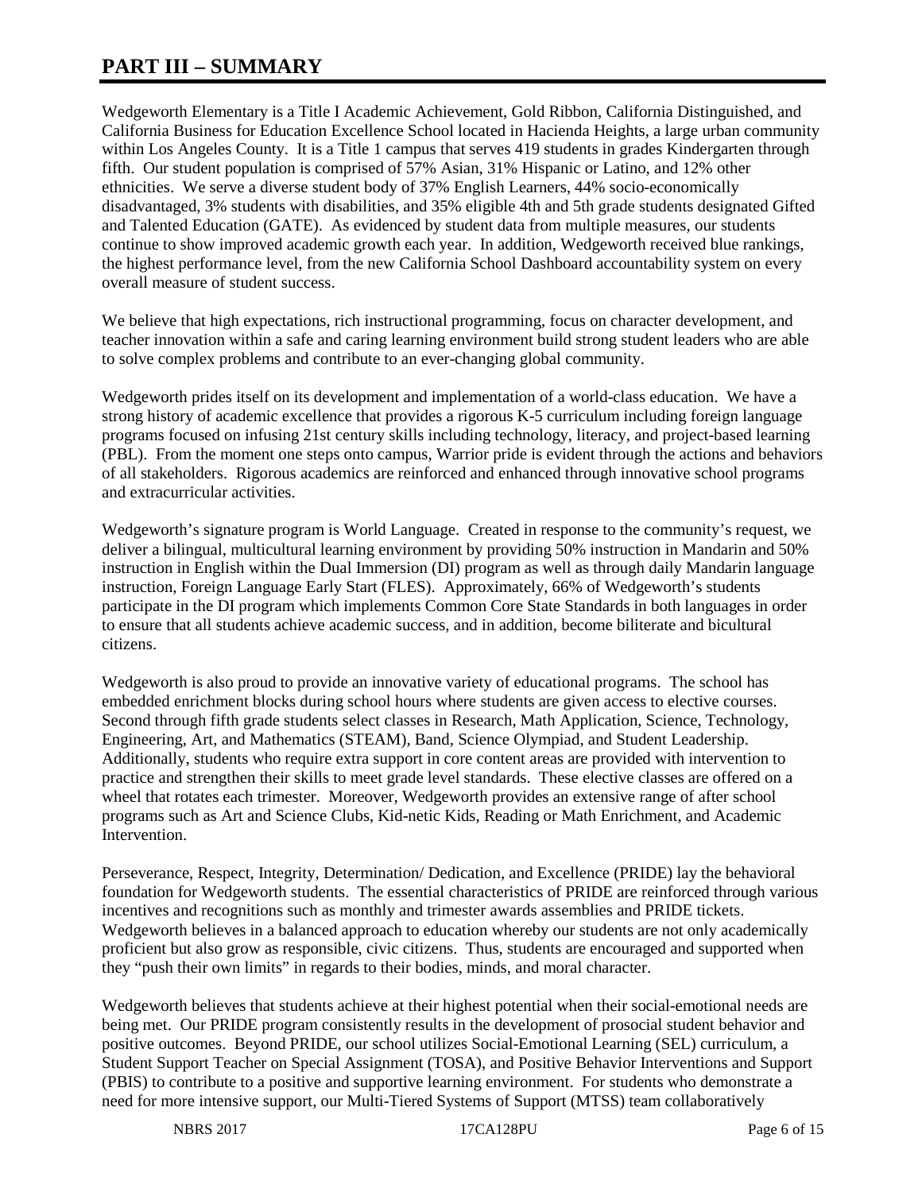# PART III – SUMMARY

Wedgeworth Elementary is a Title I Academic Achievement, Gold Ribbon, California Distinguished, and California Business for Education Excellence School located in Hacienda Heights, a large urban community within Los Angeles County. It is a Title 1 campus that serves 419 students in grades Kindergarten through fifth. Our student population is comprised of 57% Asian, 31% Hispanic or Latino, and 12% other ethnicities. We serve a diverse student body of 37% English Learners, 44% socio-economically disadvantaged, 3% students with disabilities, and 35% eligible 4th and 5th grade students designated Gifted and Talented Education (GATE). As evidenced by student data from multiple measures, our students continue to show improved academic growth each year. In addition, Wedgeworth received blue rankings, the highest performance level, from the new California School Dashboard accountability system on every overall measure of student success.

We believe that high expectations, rich instructional programming, focus on character development, and teacher innovation within a safe and caring learning environment build strong student leaders who are able to solve complex problems and contribute to an ever-changing global community.

Wedgeworth prides itself on its development and implementation of a world-class education. We have a strong history of academic excellence that provides a rigorous K-5 curriculum including foreign language programs focused on infusing 21st century skills including technology, literacy, and project-based learning (PBL). From the moment one steps onto campus, Warrior pride is evident through the actions and behaviors of all stakeholders. Rigorous academics are reinforced and enhanced through innovative school programs and extracurricular activities.

Wedgeworth's signature program is World Language. Created in response to the community's request, we deliver a bilingual, multicultural learning environment by providing 50% instruction in Mandarin and 50% instruction in English within the Dual Immersion (DI) program as well as through daily Mandarin language instruction, Foreign Language Early Start (FLES). Approximately, 66% of Wedgeworth's students participate in the DI program which implements Common Core State Standards in both languages in order to ensure that all students achieve academic success, and in addition, become biliterate and bicultural citizens.

Wedgeworth is also proud to provide an innovative variety of educational programs. The school has embedded enrichment blocks during school hours where students are given access to elective courses. Second through fifth grade students select classes in Research, Math Application, Science, Technology, Engineering, Art, and Mathematics (STEAM), Band, Science Olympiad, and Student Leadership. Additionally, students who require extra support in core content areas are provided with intervention to practice and strengthen their skills to meet grade level standards. These elective classes are offered on a wheel that rotates each trimester. Moreover, Wedgeworth provides an extensive range of after school programs such as Art and Science Clubs, Kid-netic Kids, Reading or Math Enrichment, and Academic Intervention.

Perseverance, Respect, Integrity, Determination/ Dedication, and Excellence (PRIDE) lay the behavioral foundation for Wedgeworth students. The essential characteristics of PRIDE are reinforced through various incentives and recognitions such as monthly and trimester awards assemblies and PRIDE tickets. Wedgeworth believes in a balanced approach to education whereby our students are not only academically proficient but also grow as responsible, civic citizens. Thus, students are encouraged and supported when they "push their own limits" in regards to their bodies, minds, and moral character.

Wedgeworth believes that students achieve at their highest potential when their social-emotional needs are being met. Our PRIDE program consistently results in the development of prosocial student behavior and positive outcomes. Beyond PRIDE, our school utilizes Social-Emotional Learning (SEL) curriculum, a Student Support Teacher on Special Assignment (TOSA), and Positive Behavior Interventions and Support (PBIS) to contribute to a positive and supportive learning environment. For students who demonstrate a need for more intensive support, our Multi-Tiered Systems of Support (MTSS) team collaboratively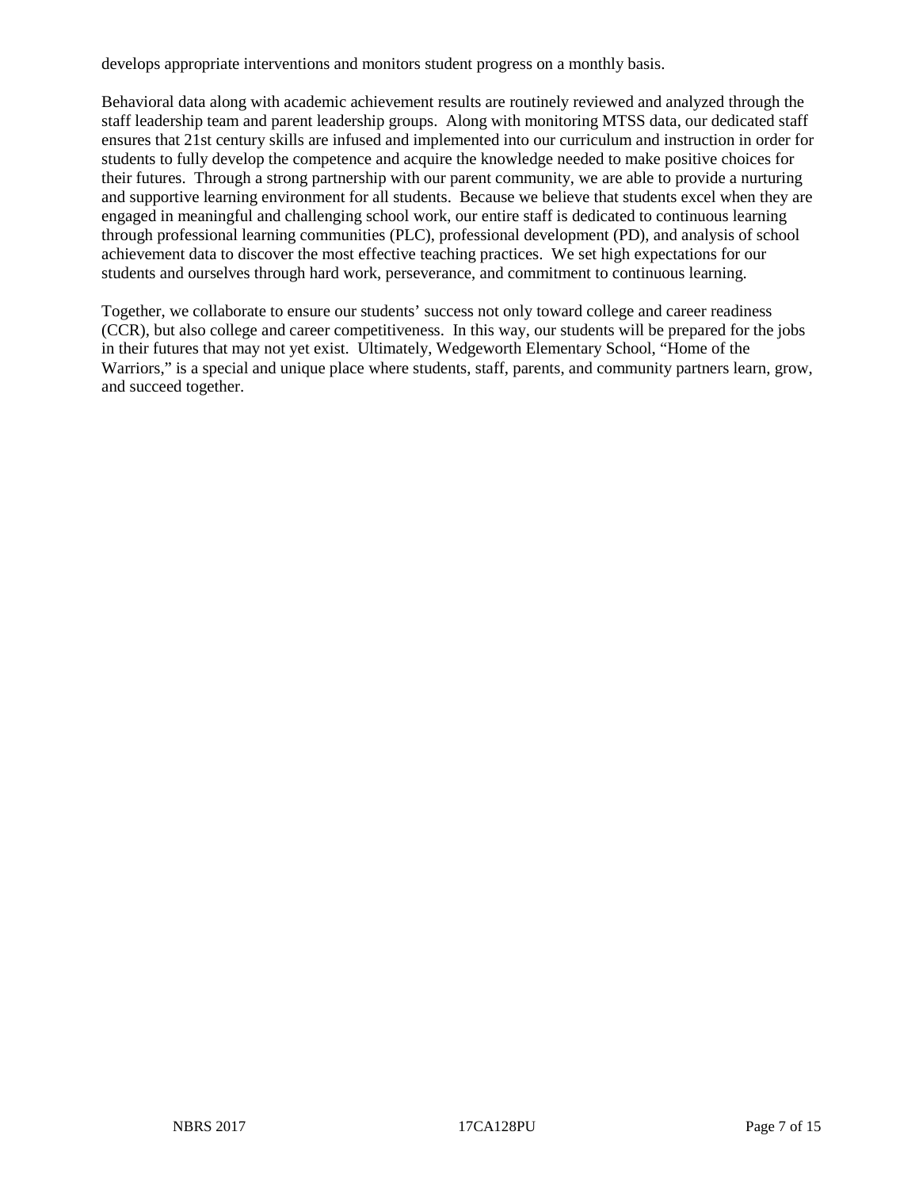develops appropriate interventions and monitors student progress on a monthly basis.

Behavioral data along with academic achievement results are routinely reviewed and analyzed through the staff leadership team and parent leadership groups. Along with monitoring MTSS data, our dedicated staff ensures that 21st century skills are infused and implemented into our curriculum and instruction in order for students to fully develop the competence and acquire the knowledge needed to make positive choices for their futures. Through a strong partnership with our parent community, we are able to provide a nurturing and supportive learning environment for all students. Because we believe that students excel when they are engaged in meaningful and challenging school work, our entire staff is dedicated to continuous learning through professional learning communities (PLC), professional development (PD), and analysis of school achievement data to discover the most effective teaching practices. We set high expectations for our students and ourselves through hard work, perseverance, and commitment to continuous learning.

Together, we collaborate to ensure our students' success not only toward college and career readiness (CCR), but also college and career competitiveness. In this way, our students will be prepared for the jobs in their futures that may not yet exist. Ultimately, Wedgeworth Elementary School, "Home of the Warriors," is a special and unique place where students, staff, parents, and community partners learn, grow, and succeed together.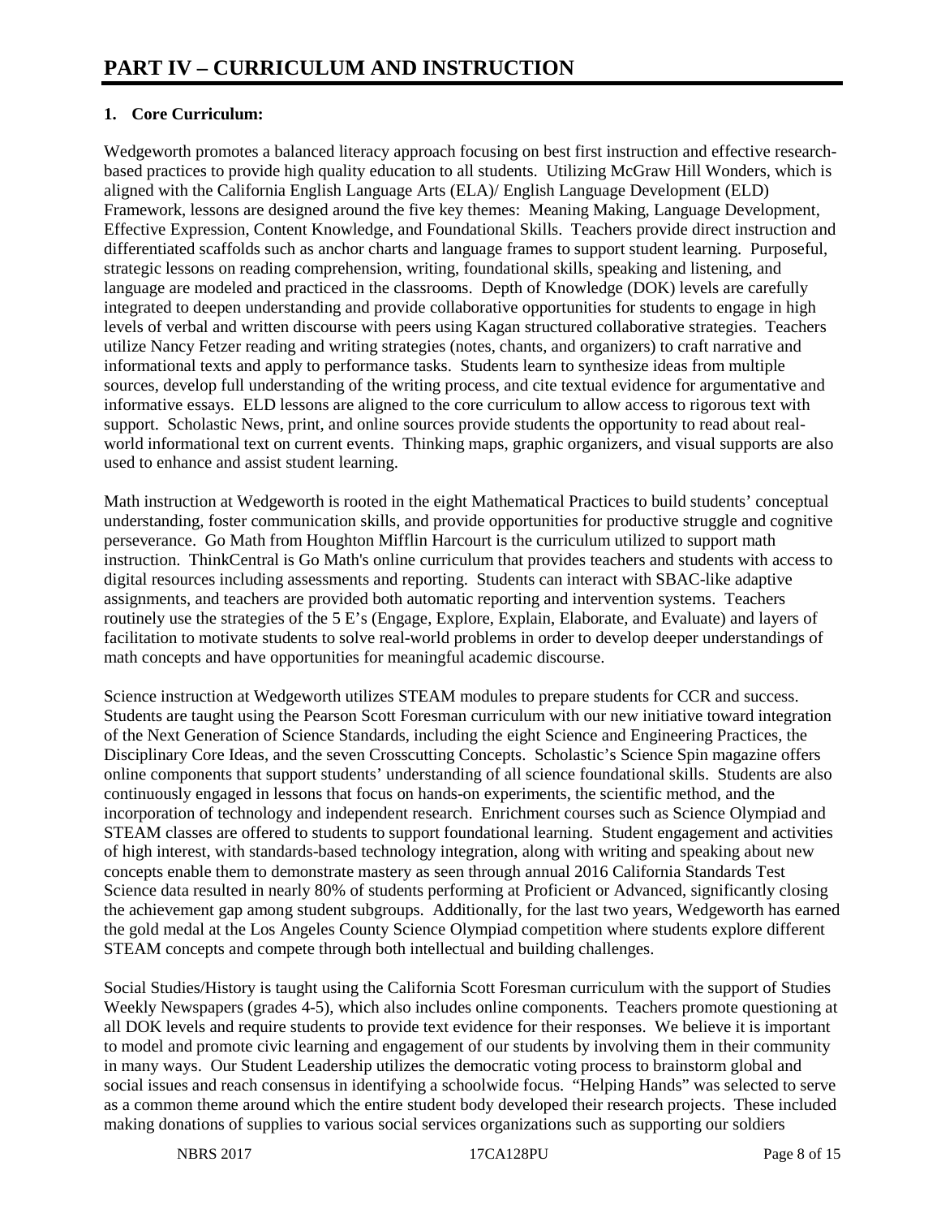# PART IV – CURRICULUM AND INSTRUCTION

**1. Core Curriculum:**

Wedgeworth promotes a balanced literacy approach focusing on best first instruction and effective research-based practices to provide high quality education to all students. Utilizing McGraw Hill Wonders, which is aligned with the California English Language Arts (ELA)/ English Language Development (ELD) Framework, lessons are designed around the five key themes: Meaning Making, Language Development, Effective Expression, Content Knowledge, and Foundational Skills. Teachers provide direct instruction and differentiated scaffolds such as anchor charts and language frames to support student learning. Purposeful, strategic lessons on reading comprehension, writing, foundational skills, speaking and listening, and language are modeled and practiced in the classrooms. Depth of Knowledge (DOK) levels are carefully integrated to deepen understanding and provide collaborative opportunities for students to engage in high levels of verbal and written discourse with peers using Kagan structured collaborative strategies. Teachers utilize Nancy Fetzer reading and writing strategies (notes, chants, and organizers) to craft narrative and informational texts and apply to performance tasks. Students learn to synthesize ideas from multiple sources, develop full understanding of the writing process, and cite textual evidence for argumentative and informative essays. ELD lessons are aligned to the core curriculum to allow access to rigorous text with support. Scholastic News, print, and online sources provide students the opportunity to read about real-world informational text on current events. Thinking maps, graphic organizers, and visual supports are also used to enhance and assist student learning.

Math instruction at Wedgeworth is rooted in the eight Mathematical Practices to build students' conceptual understanding, foster communication skills, and provide opportunities for productive struggle and cognitive perseverance. Go Math from Houghton Mifflin Harcourt is the curriculum utilized to support math instruction. ThinkCentral is Go Math's online curriculum that provides teachers and students with access to digital resources including assessments and reporting. Students can interact with SBAC-like adaptive assignments, and teachers are provided both automatic reporting and intervention systems. Teachers routinely use the strategies of the 5 E's (Engage, Explore, Explain, Elaborate, and Evaluate) and layers of facilitation to motivate students to solve real-world problems in order to develop deeper understandings of math concepts and have opportunities for meaningful academic discourse.

Science instruction at Wedgeworth utilizes STEAM modules to prepare students for CCR and success. Students are taught using the Pearson Scott Foresman curriculum with our new initiative toward integration of the Next Generation of Science Standards, including the eight Science and Engineering Practices, the Disciplinary Core Ideas, and the seven Crosscutting Concepts. Scholastic's Science Spin magazine offers online components that support students' understanding of all science foundational skills. Students are also continuously engaged in lessons that focus on hands-on experiments, the scientific method, and the incorporation of technology and independent research. Enrichment courses such as Science Olympiad and STEAM classes are offered to students to support foundational learning. Student engagement and activities of high interest, with standards-based technology integration, along with writing and speaking about new concepts enable them to demonstrate mastery as seen through annual 2016 California Standards Test Science data resulted in nearly 80% of students performing at Proficient or Advanced, significantly closing the achievement gap among student subgroups. Additionally, for the last two years, Wedgeworth has earned the gold medal at the Los Angeles County Science Olympiad competition where students explore different STEAM concepts and compete through both intellectual and building challenges.

Social Studies/History is taught using the California Scott Foresman curriculum with the support of Studies Weekly Newspapers (grades 4-5), which also includes online components. Teachers promote questioning at all DOK levels and require students to provide text evidence for their responses. We believe it is important to model and promote civic learning and engagement of our students by involving them in their community in many ways. Our Student Leadership utilizes the democratic voting process to brainstorm global and social issues and reach consensus in identifying a schoolwide focus. "Helping Hands" was selected to serve as a common theme around which the entire student body developed their research projects. These included making donations of supplies to various social services organizations such as supporting our soldiers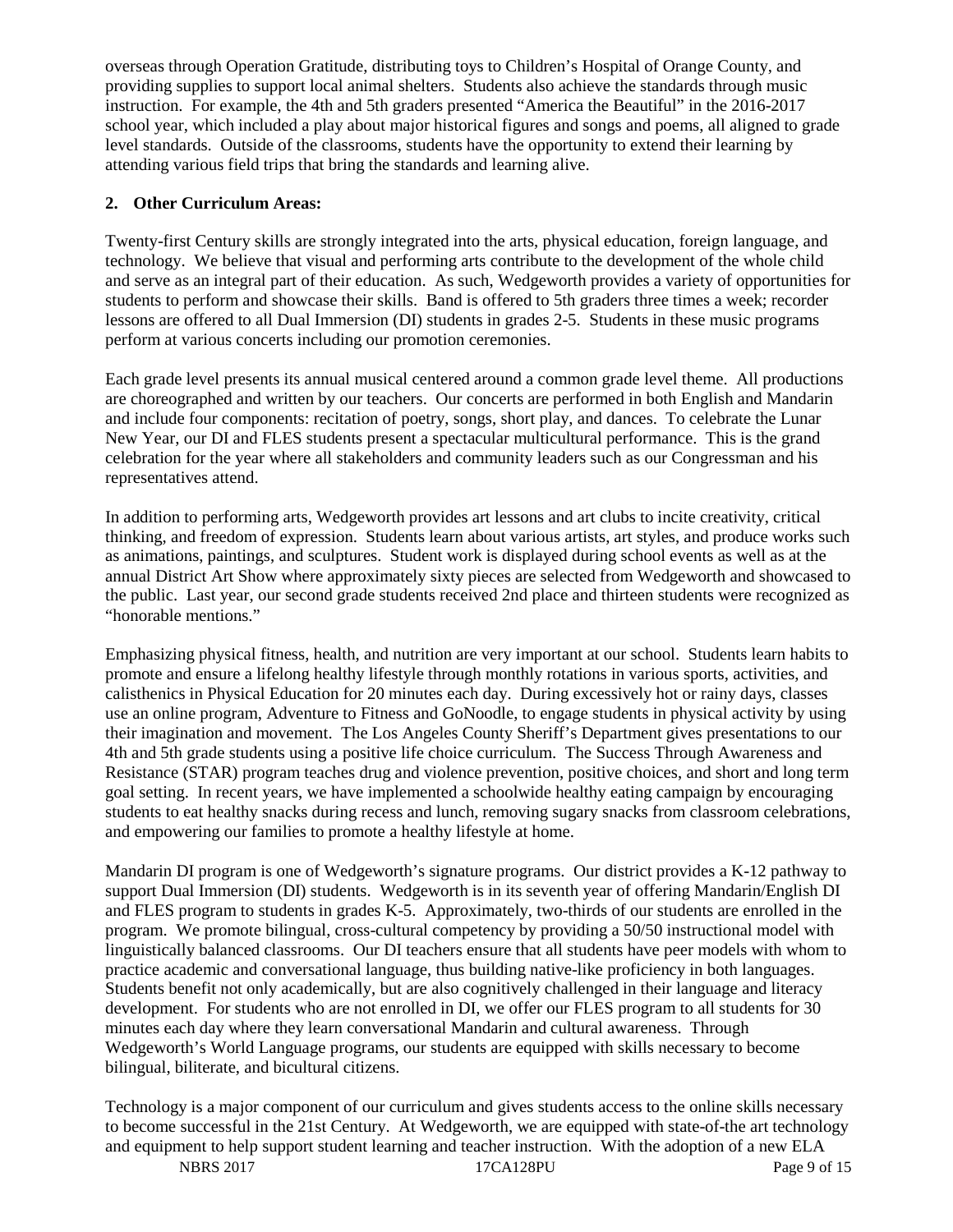overseas through Operation Gratitude, distributing toys to Children's Hospital of Orange County, and providing supplies to support local animal shelters. Students also achieve the standards through music instruction. For example, the 4th and 5th graders presented "America the Beautiful" in the 2016-2017 school year, which included a play about major historical figures and songs and poems, all aligned to grade level standards. Outside of the classrooms, students have the opportunity to extend their learning by attending various field trips that bring the standards and learning alive.

**2. Other Curriculum Areas:**

Twenty-first Century skills are strongly integrated into the arts, physical education, foreign language, and technology. We believe that visual and performing arts contribute to the development of the whole child and serve as an integral part of their education. As such, Wedgeworth provides a variety of opportunities for students to perform and showcase their skills. Band is offered to 5th graders three times a week; recorder lessons are offered to all Dual Immersion (DI) students in grades 2-5. Students in these music programs perform at various concerts including our promotion ceremonies.

Each grade level presents its annual musical centered around a common grade level theme. All productions are choreographed and written by our teachers. Our concerts are performed in both English and Mandarin and include four components: recitation of poetry, songs, short play, and dances. To celebrate the Lunar New Year, our DI and FLES students present a spectacular multicultural performance. This is the grand celebration for the year where all stakeholders and community leaders such as our Congressman and his representatives attend.

In addition to performing arts, Wedgeworth provides art lessons and art clubs to incite creativity, critical thinking, and freedom of expression. Students learn about various artists, art styles, and produce works such as animations, paintings, and sculptures. Student work is displayed during school events as well as at the annual District Art Show where approximately sixty pieces are selected from Wedgeworth and showcased to the public. Last year, our second grade students received 2nd place and thirteen students were recognized as "honorable mentions."

Emphasizing physical fitness, health, and nutrition are very important at our school. Students learn habits to promote and ensure a lifelong healthy lifestyle through monthly rotations in various sports, activities, and calisthenics in Physical Education for 20 minutes each day. During excessively hot or rainy days, classes use an online program, Adventure to Fitness and GoNoodle, to engage students in physical activity by using their imagination and movement. The Los Angeles County Sheriff's Department gives presentations to our 4th and 5th grade students using a positive life choice curriculum. The Success Through Awareness and Resistance (STAR) program teaches drug and violence prevention, positive choices, and short and long term goal setting. In recent years, we have implemented a schoolwide healthy eating campaign by encouraging students to eat healthy snacks during recess and lunch, removing sugary snacks from classroom celebrations, and empowering our families to promote a healthy lifestyle at home.

Mandarin DI program is one of Wedgeworth's signature programs. Our district provides a K-12 pathway to support Dual Immersion (DI) students. Wedgeworth is in its seventh year of offering Mandarin/English DI and FLES program to students in grades K-5. Approximately, two-thirds of our students are enrolled in the program. We promote bilingual, cross-cultural competency by providing a 50/50 instructional model with linguistically balanced classrooms. Our DI teachers ensure that all students have peer models with whom to practice academic and conversational language, thus building native-like proficiency in both languages. Students benefit not only academically, but are also cognitively challenged in their language and literacy development. For students who are not enrolled in DI, we offer our FLES program to all students for 30 minutes each day where they learn conversational Mandarin and cultural awareness. Through Wedgeworth's World Language programs, our students are equipped with skills necessary to become bilingual, biliterate, and bicultural citizens.

Technology is a major component of our curriculum and gives students access to the online skills necessary to become successful in the 21st Century. At Wedgeworth, we are equipped with state-of-the art technology and equipment to help support student learning and teacher instruction. With the adoption of a new ELA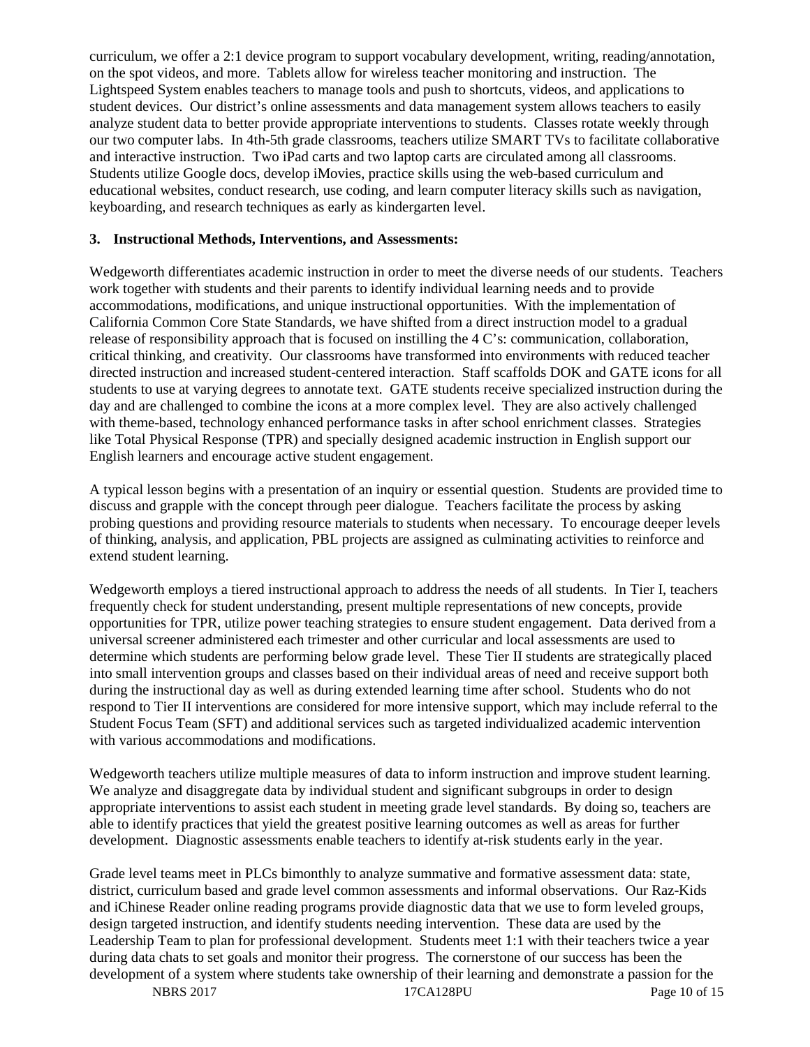curriculum, we offer a 2:1 device program to support vocabulary development, writing, reading/annotation, on the spot videos, and more. Tablets allow for wireless teacher monitoring and instruction. The Lightspeed System enables teachers to manage tools and push to shortcuts, videos, and applications to student devices. Our district's online assessments and data management system allows teachers to easily analyze student data to better provide appropriate interventions to students. Classes rotate weekly through our two computer labs. In 4th-5th grade classrooms, teachers utilize SMART TVs to facilitate collaborative and interactive instruction. Two iPad carts and two laptop carts are circulated among all classrooms. Students utilize Google docs, develop iMovies, practice skills using the web-based curriculum and educational websites, conduct research, use coding, and learn computer literacy skills such as navigation, keyboarding, and research techniques as early as kindergarten level.

**3. Instructional Methods, Interventions, and Assessments:**

Wedgeworth differentiates academic instruction in order to meet the diverse needs of our students. Teachers work together with students and their parents to identify individual learning needs and to provide accommodations, modifications, and unique instructional opportunities. With the implementation of California Common Core State Standards, we have shifted from a direct instruction model to a gradual release of responsibility approach that is focused on instilling the 4 C's: communication, collaboration, critical thinking, and creativity. Our classrooms have transformed into environments with reduced teacher directed instruction and increased student-centered interaction. Staff scaffolds DOK and GATE icons for all students to use at varying degrees to annotate text. GATE students receive specialized instruction during the day and are challenged to combine the icons at a more complex level. They are also actively challenged with theme-based, technology enhanced performance tasks in after school enrichment classes. Strategies like Total Physical Response (TPR) and specially designed academic instruction in English support our English learners and encourage active student engagement.

A typical lesson begins with a presentation of an inquiry or essential question. Students are provided time to discuss and grapple with the concept through peer dialogue. Teachers facilitate the process by asking probing questions and providing resource materials to students when necessary. To encourage deeper levels of thinking, analysis, and application, PBL projects are assigned as culminating activities to reinforce and extend student learning.

Wedgeworth employs a tiered instructional approach to address the needs of all students. In Tier I, teachers frequently check for student understanding, present multiple representations of new concepts, provide opportunities for TPR, utilize power teaching strategies to ensure student engagement. Data derived from a universal screener administered each trimester and other curricular and local assessments are used to determine which students are performing below grade level. These Tier II students are strategically placed into small intervention groups and classes based on their individual areas of need and receive support both during the instructional day as well as during extended learning time after school. Students who do not respond to Tier II interventions are considered for more intensive support, which may include referral to the Student Focus Team (SFT) and additional services such as targeted individualized academic intervention with various accommodations and modifications.

Wedgeworth teachers utilize multiple measures of data to inform instruction and improve student learning. We analyze and disaggregate data by individual student and significant subgroups in order to design appropriate interventions to assist each student in meeting grade level standards. By doing so, teachers are able to identify practices that yield the greatest positive learning outcomes as well as areas for further development. Diagnostic assessments enable teachers to identify at-risk students early in the year.

Grade level teams meet in PLCs bimonthly to analyze summative and formative assessment data: state, district, curriculum based and grade level common assessments and informal observations. Our Raz-Kids and iChinese Reader online reading programs provide diagnostic data that we use to form leveled groups, design targeted instruction, and identify students needing intervention. These data are used by the Leadership Team to plan for professional development. Students meet 1:1 with their teachers twice a year during data chats to set goals and monitor their progress. The cornerstone of our success has been the development of a system where students take ownership of their learning and demonstrate a passion for the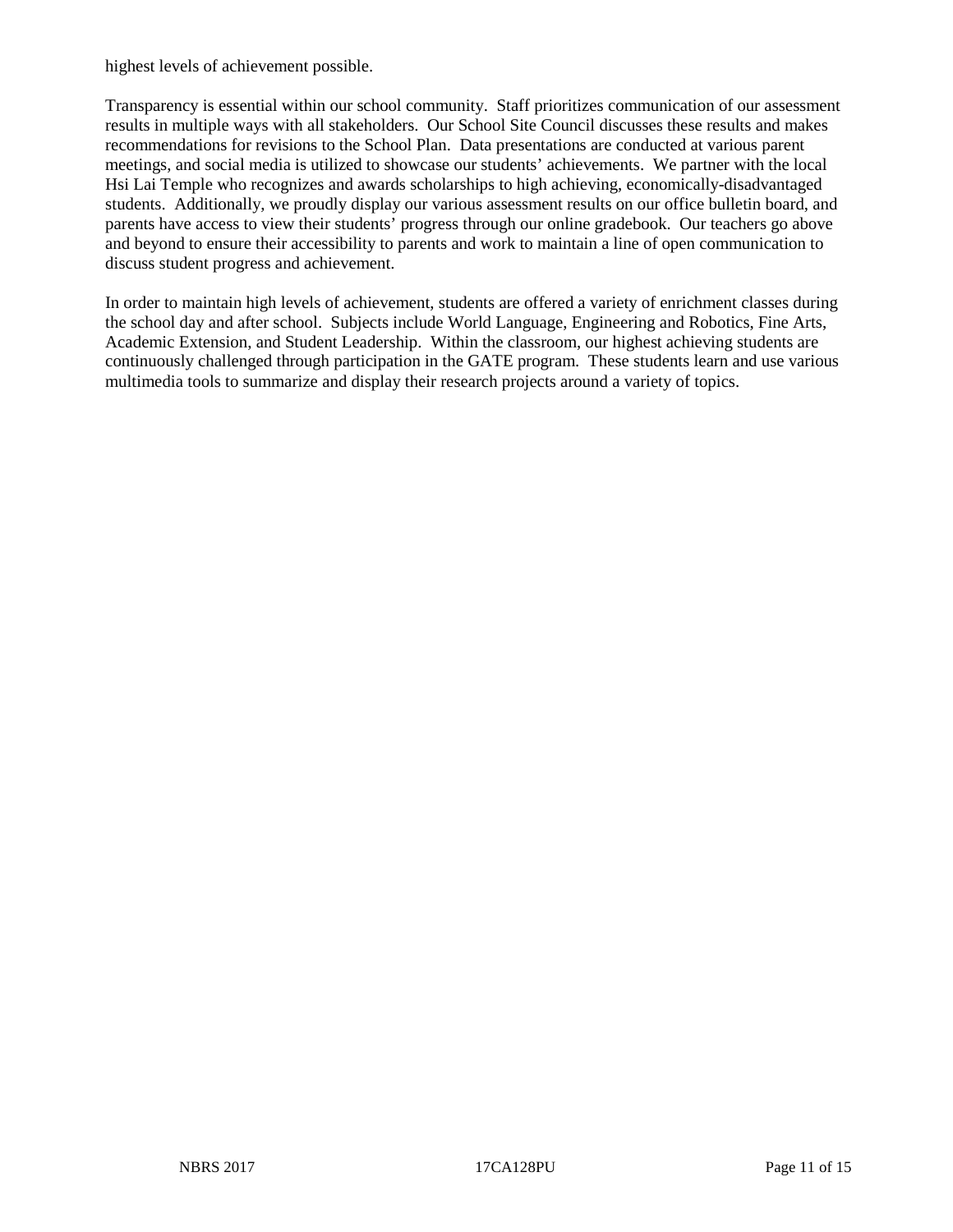highest levels of achievement possible.

Transparency is essential within our school community. Staff prioritizes communication of our assessment results in multiple ways with all stakeholders. Our School Site Council discusses these results and makes recommendations for revisions to the School Plan. Data presentations are conducted at various parent meetings, and social media is utilized to showcase our students' achievements. We partner with the local Hsi Lai Temple who recognizes and awards scholarships to high achieving, economically-disadvantaged students. Additionally, we proudly display our various assessment results on our office bulletin board, and parents have access to view their students' progress through our online gradebook. Our teachers go above and beyond to ensure their accessibility to parents and work to maintain a line of open communication to discuss student progress and achievement.

In order to maintain high levels of achievement, students are offered a variety of enrichment classes during the school day and after school. Subjects include World Language, Engineering and Robotics, Fine Arts, Academic Extension, and Student Leadership. Within the classroom, our highest achieving students are continuously challenged through participation in the GATE program. These students learn and use various multimedia tools to summarize and display their research projects around a variety of topics.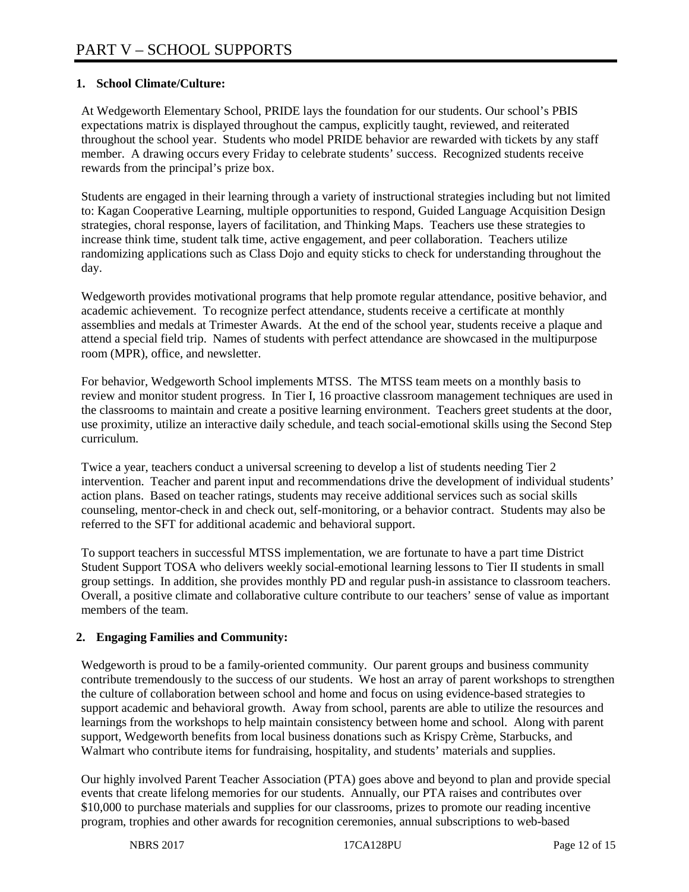# PART V – SCHOOL SUPPORTS

**1. School Climate/Culture:**

At Wedgeworth Elementary School, PRIDE lays the foundation for our students. Our school's PBIS expectations matrix is displayed throughout the campus, explicitly taught, reviewed, and reiterated throughout the school year. Students who model PRIDE behavior are rewarded with tickets by any staff member. A drawing occurs every Friday to celebrate students' success. Recognized students receive rewards from the principal's prize box.

Students are engaged in their learning through a variety of instructional strategies including but not limited to: Kagan Cooperative Learning, multiple opportunities to respond, Guided Language Acquisition Design strategies, choral response, layers of facilitation, and Thinking Maps. Teachers use these strategies to increase think time, student talk time, active engagement, and peer collaboration. Teachers utilize randomizing applications such as Class Dojo and equity sticks to check for understanding throughout the day.

Wedgeworth provides motivational programs that help promote regular attendance, positive behavior, and academic achievement. To recognize perfect attendance, students receive a certificate at monthly assemblies and medals at Trimester Awards. At the end of the school year, students receive a plaque and attend a special field trip. Names of students with perfect attendance are showcased in the multipurpose room (MPR), office, and newsletter.

For behavior, Wedgeworth School implements MTSS. The MTSS team meets on a monthly basis to review and monitor student progress. In Tier I, 16 proactive classroom management techniques are used in the classrooms to maintain and create a positive learning environment. Teachers greet students at the door, use proximity, utilize an interactive daily schedule, and teach social-emotional skills using the Second Step curriculum.

Twice a year, teachers conduct a universal screening to develop a list of students needing Tier 2 intervention. Teacher and parent input and recommendations drive the development of individual students' action plans. Based on teacher ratings, students may receive additional services such as social skills counseling, mentor-check in and check out, self-monitoring, or a behavior contract. Students may also be referred to the SFT for additional academic and behavioral support.

To support teachers in successful MTSS implementation, we are fortunate to have a part time District Student Support TOSA who delivers weekly social-emotional learning lessons to Tier II students in small group settings. In addition, she provides monthly PD and regular push-in assistance to classroom teachers. Overall, a positive climate and collaborative culture contribute to our teachers' sense of value as important members of the team.

**2. Engaging Families and Community:**

Wedgeworth is proud to be a family-oriented community. Our parent groups and business community contribute tremendously to the success of our students. We host an array of parent workshops to strengthen the culture of collaboration between school and home and focus on using evidence-based strategies to support academic and behavioral growth. Away from school, parents are able to utilize the resources and learnings from the workshops to help maintain consistency between home and school. Along with parent support, Wedgeworth benefits from local business donations such as Krispy Crème, Starbucks, and Walmart who contribute items for fundraising, hospitality, and students' materials and supplies.

Our highly involved Parent Teacher Association (PTA) goes above and beyond to plan and provide special events that create lifelong memories for our students. Annually, our PTA raises and contributes over $10,000 to purchase materials and supplies for our classrooms, prizes to promote our reading incentive program, trophies and other awards for recognition ceremonies, annual subscriptions to web-based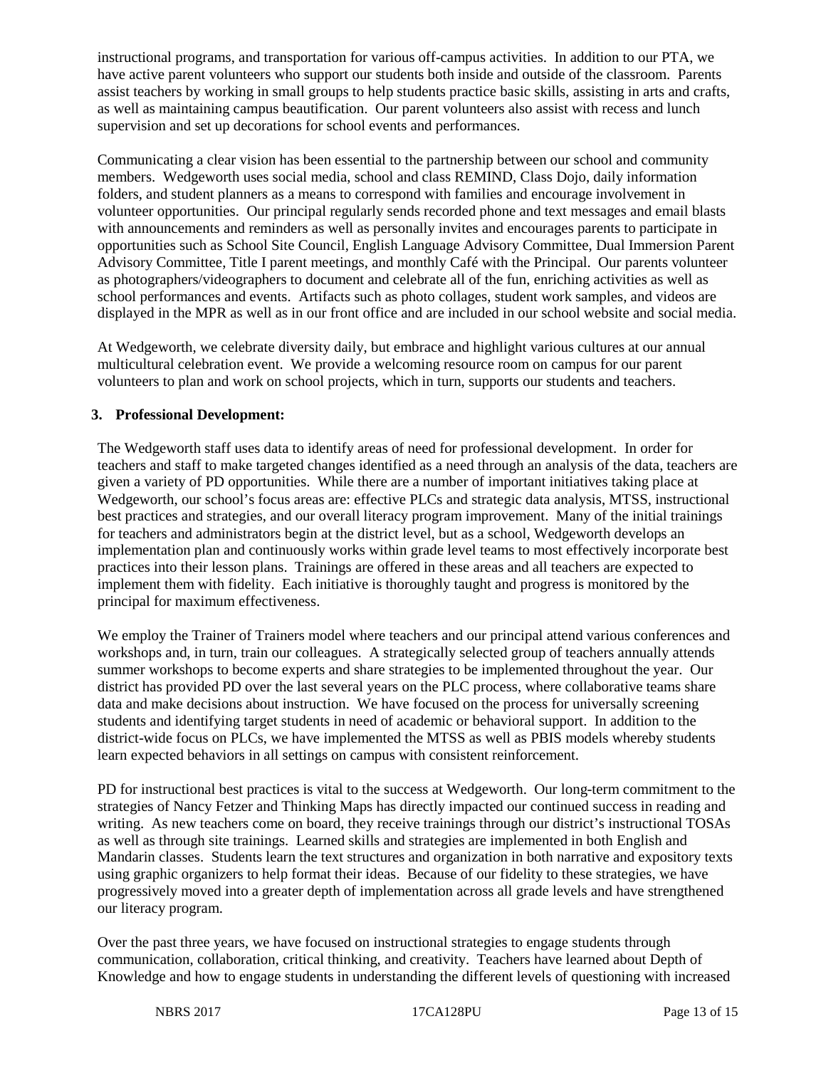instructional programs, and transportation for various off-campus activities. In addition to our PTA, we have active parent volunteers who support our students both inside and outside of the classroom. Parents assist teachers by working in small groups to help students practice basic skills, assisting in arts and crafts, as well as maintaining campus beautification. Our parent volunteers also assist with recess and lunch supervision and set up decorations for school events and performances.

Communicating a clear vision has been essential to the partnership between our school and community members. Wedgeworth uses social media, school and class REMIND, Class Dojo, daily information folders, and student planners as a means to correspond with families and encourage involvement in volunteer opportunities. Our principal regularly sends recorded phone and text messages and email blasts with announcements and reminders as well as personally invites and encourages parents to participate in opportunities such as School Site Council, English Language Advisory Committee, Dual Immersion Parent Advisory Committee, Title I parent meetings, and monthly Café with the Principal. Our parents volunteer as photographers/videographers to document and celebrate all of the fun, enriching activities as well as school performances and events. Artifacts such as photo collages, student work samples, and videos are displayed in the MPR as well as in our front office and are included in our school website and social media.

At Wedgeworth, we celebrate diversity daily, but embrace and highlight various cultures at our annual multicultural celebration event. We provide a welcoming resource room on campus for our parent volunteers to plan and work on school projects, which in turn, supports our students and teachers.

**3. Professional Development:**

The Wedgeworth staff uses data to identify areas of need for professional development. In order for teachers and staff to make targeted changes identified as a need through an analysis of the data, teachers are given a variety of PD opportunities. While there are a number of important initiatives taking place at Wedgeworth, our school's focus areas are: effective PLCs and strategic data analysis, MTSS, instructional best practices and strategies, and our overall literacy program improvement. Many of the initial trainings for teachers and administrators begin at the district level, but as a school, Wedgeworth develops an implementation plan and continuously works within grade level teams to most effectively incorporate best practices into their lesson plans. Trainings are offered in these areas and all teachers are expected to implement them with fidelity. Each initiative is thoroughly taught and progress is monitored by the principal for maximum effectiveness.

We employ the Trainer of Trainers model where teachers and our principal attend various conferences and workshops and, in turn, train our colleagues. A strategically selected group of teachers annually attends summer workshops to become experts and share strategies to be implemented throughout the year. Our district has provided PD over the last several years on the PLC process, where collaborative teams share data and make decisions about instruction. We have focused on the process for universally screening students and identifying target students in need of academic or behavioral support. In addition to the district-wide focus on PLCs, we have implemented the MTSS as well as PBIS models whereby students learn expected behaviors in all settings on campus with consistent reinforcement.

PD for instructional best practices is vital to the success at Wedgeworth. Our long-term commitment to the strategies of Nancy Fetzer and Thinking Maps has directly impacted our continued success in reading and writing. As new teachers come on board, they receive trainings through our district's instructional TOSAs as well as through site trainings. Learned skills and strategies are implemented in both English and Mandarin classes. Students learn the text structures and organization in both narrative and expository texts using graphic organizers to help format their ideas. Because of our fidelity to these strategies, we have progressively moved into a greater depth of implementation across all grade levels and have strengthened our literacy program.

Over the past three years, we have focused on instructional strategies to engage students through communication, collaboration, critical thinking, and creativity. Teachers have learned about Depth of Knowledge and how to engage students in understanding the different levels of questioning with increased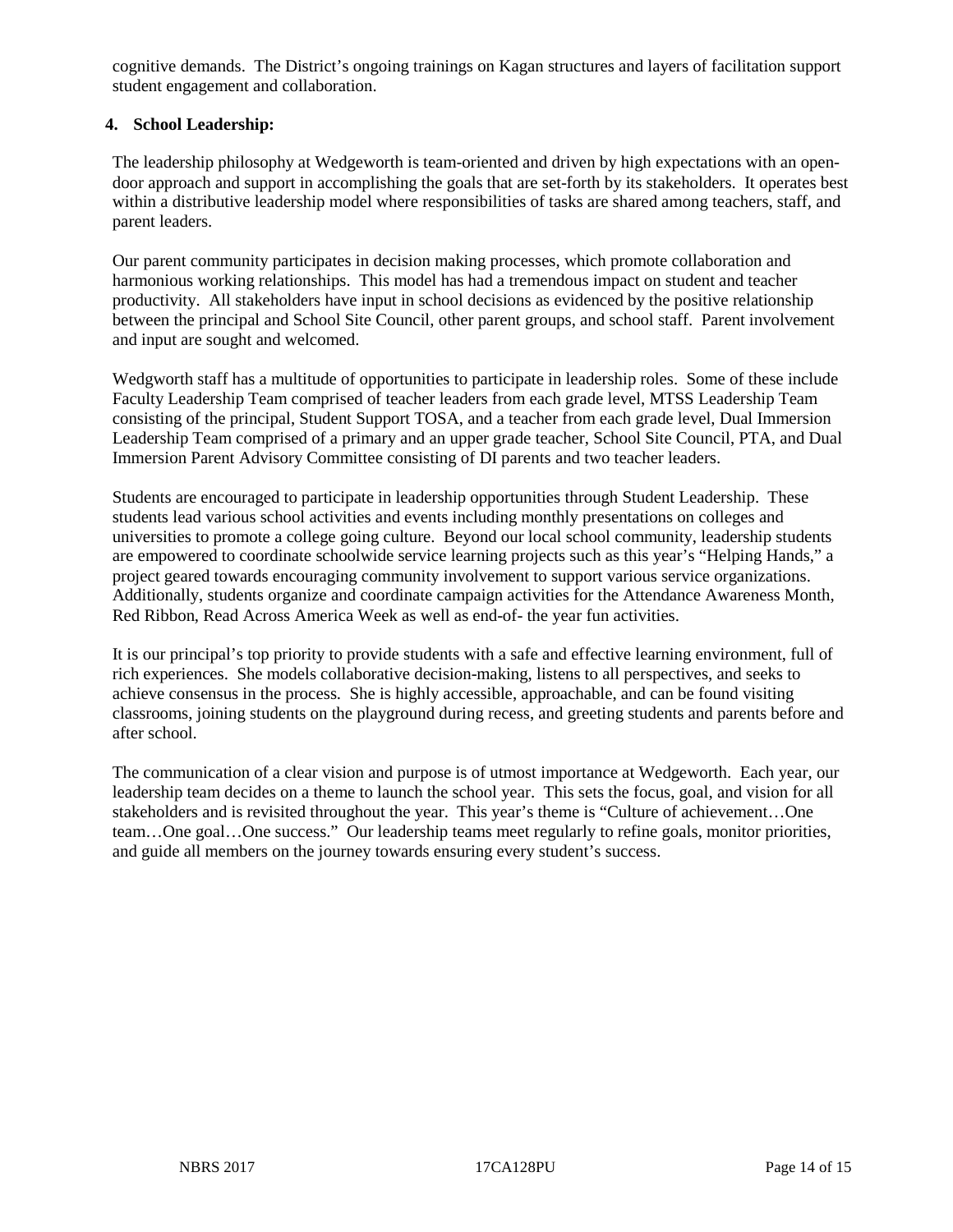cognitive demands. The District's ongoing trainings on Kagan structures and layers of facilitation support student engagement and collaboration.

**4. School Leadership:**

The leadership philosophy at Wedgeworth is team-oriented and driven by high expectations with an open-door approach and support in accomplishing the goals that are set-forth by its stakeholders. It operates best within a distributive leadership model where responsibilities of tasks are shared among teachers, staff, and parent leaders.

Our parent community participates in decision making processes, which promote collaboration and harmonious working relationships. This model has had a tremendous impact on student and teacher productivity. All stakeholders have input in school decisions as evidenced by the positive relationship between the principal and School Site Council, other parent groups, and school staff. Parent involvement and input are sought and welcomed.

Wedgworth staff has a multitude of opportunities to participate in leadership roles. Some of these include Faculty Leadership Team comprised of teacher leaders from each grade level, MTSS Leadership Team consisting of the principal, Student Support TOSA, and a teacher from each grade level, Dual Immersion Leadership Team comprised of a primary and an upper grade teacher, School Site Council, PTA, and Dual Immersion Parent Advisory Committee consisting of DI parents and two teacher leaders.

Students are encouraged to participate in leadership opportunities through Student Leadership. These students lead various school activities and events including monthly presentations on colleges and universities to promote a college going culture. Beyond our local school community, leadership students are empowered to coordinate schoolwide service learning projects such as this year's "Helping Hands," a project geared towards encouraging community involvement to support various service organizations. Additionally, students organize and coordinate campaign activities for the Attendance Awareness Month, Red Ribbon, Read Across America Week as well as end-of- the year fun activities.

It is our principal's top priority to provide students with a safe and effective learning environment, full of rich experiences. She models collaborative decision-making, listens to all perspectives, and seeks to achieve consensus in the process. She is highly accessible, approachable, and can be found visiting classrooms, joining students on the playground during recess, and greeting students and parents before and after school.

The communication of a clear vision and purpose is of utmost importance at Wedgeworth. Each year, our leadership team decides on a theme to launch the school year. This sets the focus, goal, and vision for all stakeholders and is revisited throughout the year. This year's theme is "Culture of achievement…One team…One goal…One success." Our leadership teams meet regularly to refine goals, monitor priorities, and guide all members on the journey towards ensuring every student's success.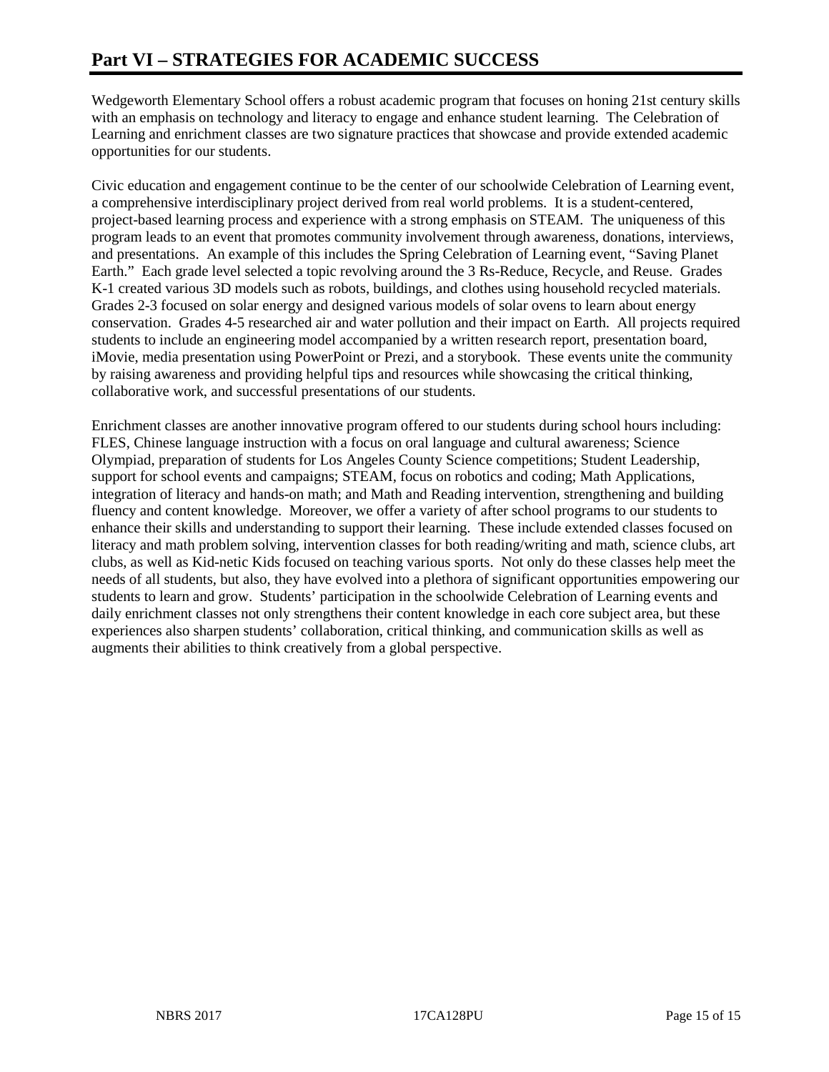# Part VI – STRATEGIES FOR ACADEMIC SUCCESS

Wedgeworth Elementary School offers a robust academic program that focuses on honing 21st century skills with an emphasis on technology and literacy to engage and enhance student learning. The Celebration of Learning and enrichment classes are two signature practices that showcase and provide extended academic opportunities for our students.

Civic education and engagement continue to be the center of our schoolwide Celebration of Learning event, a comprehensive interdisciplinary project derived from real world problems. It is a student-centered, project-based learning process and experience with a strong emphasis on STEAM. The uniqueness of this program leads to an event that promotes community involvement through awareness, donations, interviews, and presentations. An example of this includes the Spring Celebration of Learning event, "Saving Planet Earth." Each grade level selected a topic revolving around the 3 Rs-Reduce, Recycle, and Reuse. Grades K-1 created various 3D models such as robots, buildings, and clothes using household recycled materials. Grades 2-3 focused on solar energy and designed various models of solar ovens to learn about energy conservation. Grades 4-5 researched air and water pollution and their impact on Earth. All projects required students to include an engineering model accompanied by a written research report, presentation board, iMovie, media presentation using PowerPoint or Prezi, and a storybook. These events unite the community by raising awareness and providing helpful tips and resources while showcasing the critical thinking, collaborative work, and successful presentations of our students.

Enrichment classes are another innovative program offered to our students during school hours including: FLES, Chinese language instruction with a focus on oral language and cultural awareness; Science Olympiad, preparation of students for Los Angeles County Science competitions; Student Leadership, support for school events and campaigns; STEAM, focus on robotics and coding; Math Applications, integration of literacy and hands-on math; and Math and Reading intervention, strengthening and building fluency and content knowledge. Moreover, we offer a variety of after school programs to our students to enhance their skills and understanding to support their learning. These include extended classes focused on literacy and math problem solving, intervention classes for both reading/writing and math, science clubs, art clubs, as well as Kid-netic Kids focused on teaching various sports. Not only do these classes help meet the needs of all students, but also, they have evolved into a plethora of significant opportunities empowering our students to learn and grow. Students' participation in the schoolwide Celebration of Learning events and daily enrichment classes not only strengthens their content knowledge in each core subject area, but these experiences also sharpen students' collaboration, critical thinking, and communication skills as well as augments their abilities to think creatively from a global perspective.